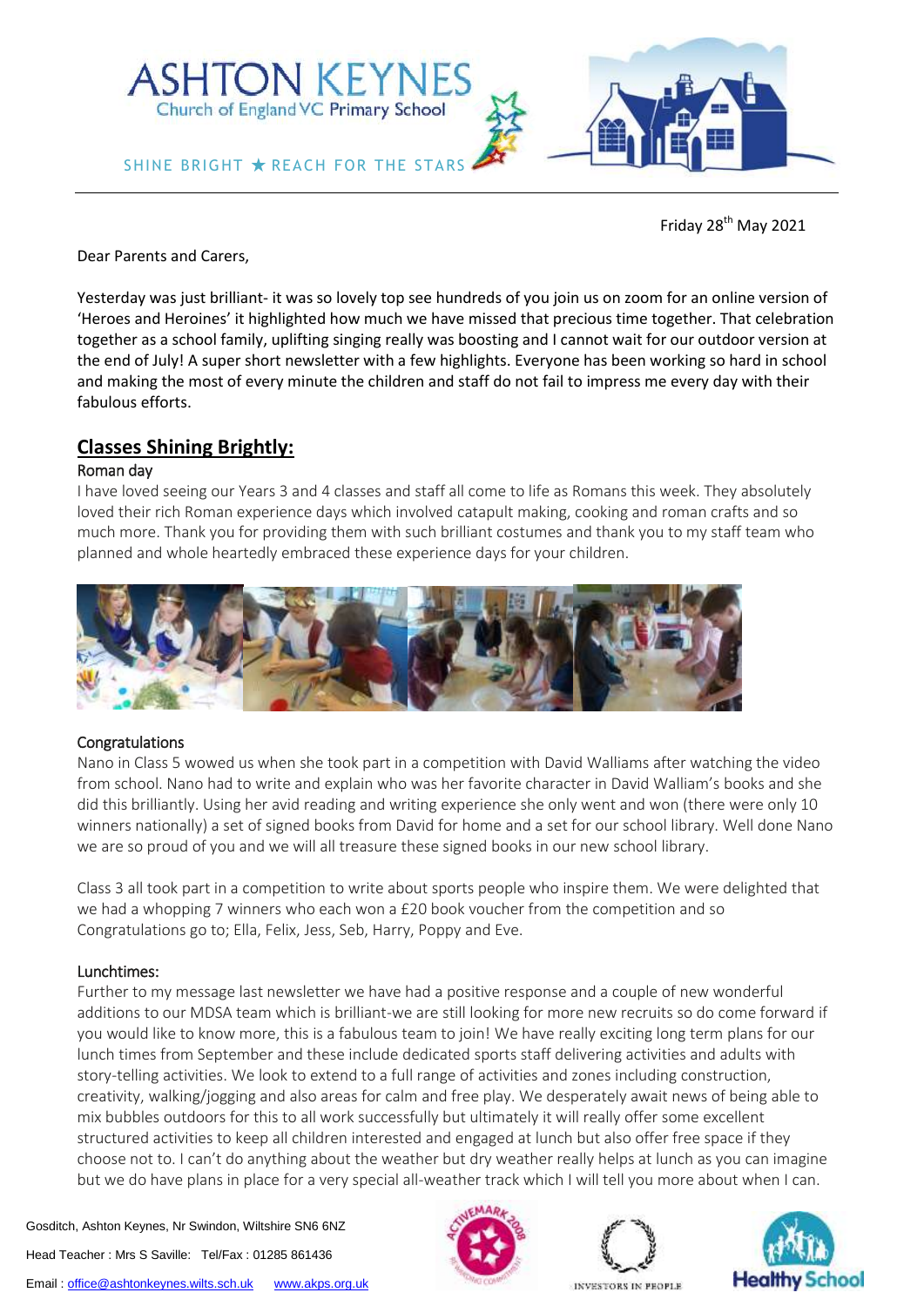# ASHTON KEYNES
Church of England VC Primary School

SHINE BRIGHT ★ REACH FOR THE STARS

Friday 28th May 2021

Dear Parents and Carers,

Yesterday was just brilliant- it was so lovely top see hundreds of you join us on zoom for an online version of 'Heroes and Heroines' it highlighted how much we have missed that precious time together. That celebration together as a school family, uplifting singing really was boosting and I cannot wait for our outdoor version at the end of July! A super short newsletter with a few highlights. Everyone has been working so hard in school and making the most of every minute the children and staff do not fail to impress me every day with their fabulous efforts.

## Classes Shining Brightly:

### Roman day

I have loved seeing our Years 3 and 4 classes and staff all come to life as Romans this week. They absolutely loved their rich Roman experience days which involved catapult making, cooking and roman crafts and so much more. Thank you for providing them with such brilliant costumes and thank you to my staff team who planned and whole heartedly embraced these experience days for your children.

### Congratulations

Nano in Class 5 wowed us when she took part in a competition with David Walliams after watching the video from school. Nano had to write and explain who was her favorite character in David Walliam's books and she did this brilliantly. Using her avid reading and writing experience she only went and won (there were only 10 winners nationally) a set of signed books from David for home and a set for our school library. Well done Nano we are so proud of you and we will all treasure these signed books in our new school library.

Class 3 all took part in a competition to write about sports people who inspire them. We were delighted that we had a whopping 7 winners who each won a £20 book voucher from the competition and so Congratulations go to; Ella, Felix, Jess, Seb, Harry, Poppy and Eve.

### Lunchtimes:

Further to my message last newsletter we have had a positive response and a couple of new wonderful additions to our MDSA team which is brilliant-we are still looking for more new recruits so do come forward if you would like to know more, this is a fabulous team to join! We have really exciting long term plans for our lunch times from September and these include dedicated sports staff delivering activities and adults with story-telling activities. We look to extend to a full range of activities and zones including construction, creativity, walking/jogging and also areas for calm and free play. We desperately await news of being able to mix bubbles outdoors for this to all work successfully but ultimately it will really offer some excellent structured activities to keep all children interested and engaged at lunch but also offer free space if they choose not to. I can't do anything about the weather but dry weather really helps at lunch as you can imagine but we do have plans in place for a very special all-weather track which I will tell you more about when I can.

Gosditch, Ashton Keynes, Nr Swindon, Wiltshire SN6 6NZ

Head Teacher : Mrs S Saville: Tel/Fax : 01285 861436

Email : office@ashtonkeynes.wilts.sch.uk www.akps.org.uk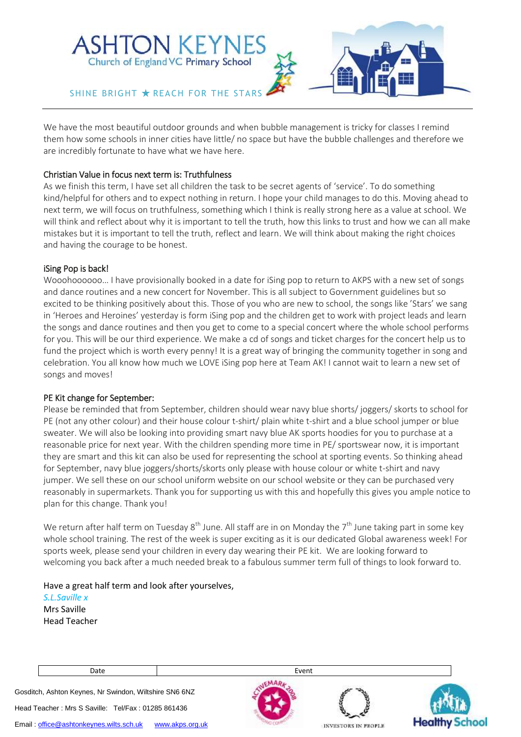We have the most beautiful outdoor grounds and when bubble management is tricky for classes I remind them how some schools in inner cities have little/ no space but have the bubble challenges and therefore we are incredibly fortunate to have what we have here.

### Christian Value in focus next term is: Truthfulness

As we finish this term, I have set all children the task to be secret agents of 'service'. To do something kind/helpful for others and to expect nothing in return. I hope your child manages to do this. Moving ahead to next term, we will focus on truthfulness, something which I think is really strong here as a value at school. We will think and reflect about why it is important to tell the truth, how this links to trust and how we can all make mistakes but it is important to tell the truth, reflect and learn. We will think about making the right choices and having the courage to be honest.

### iSing Pop is back!

Wooohoooooo… I have provisionally booked in a date for iSing pop to return to AKPS with a new set of songs and dance routines and a new concert for November. This is all subject to Government guidelines but so excited to be thinking positively about this. Those of you who are new to school, the songs like 'Stars' we sang in 'Heroes and Heroines' yesterday is form iSing pop and the children get to work with project leads and learn the songs and dance routines and then you get to come to a special concert where the whole school performs for you. This will be our third experience. We make a cd of songs and ticket charges for the concert help us to fund the project which is worth every penny! It is a great way of bringing the community together in song and celebration. You all know how much we LOVE iSing pop here at Team AK! I cannot wait to learn a new set of songs and moves!

### PE Kit change for September:

Please be reminded that from September, children should wear navy blue shorts/ joggers/ skorts to school for PE (not any other colour) and their house colour t-shirt/ plain white t-shirt and a blue school jumper or blue sweater. We will also be looking into providing smart navy blue AK sports hoodies for you to purchase at a reasonable price for next year. With the children spending more time in PE/ sportswear now, it is important they are smart and this kit can also be used for representing the school at sporting events. So thinking ahead for September, navy blue joggers/shorts/skorts only please with house colour or white t-shirt and navy jumper. We sell these on our school uniform website on our school website or they can be purchased very reasonably in supermarkets. Thank you for supporting us with this and hopefully this gives you ample notice to plan for this change. Thank you!

We return after half term on Tuesday 8th June. All staff are in on Monday the 7th June taking part in some key whole school training. The rest of the week is super exciting as it is our dedicated Global awareness week! For sports week, please send your children in every day wearing their PE kit. We are looking forward to welcoming you back after a much needed break to a fabulous summer term full of things to look forward to.

Have a great half term and look after yourselves,
*S.L.Saville x*
Mrs Saville
Head Teacher

| Date | Event |
| --- | --- |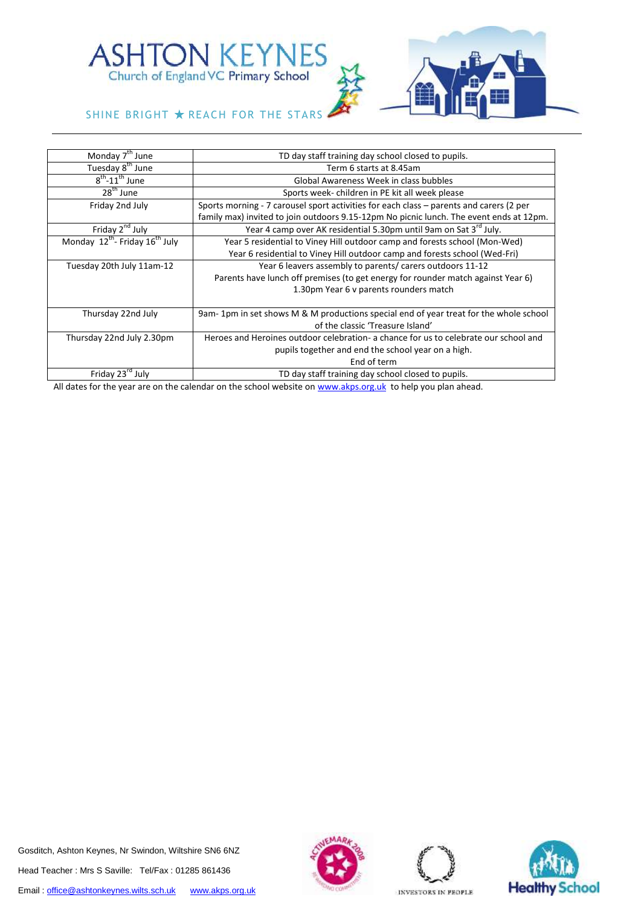# ASHTON KEYNES

Church of England VC Primary School

SHINE BRIGHT ★ REACH FOR THE STARS

| | |
|---|---|
| Monday 7th June | TD day staff training day school closed to pupils. |
| Tuesday 8th June | Term 6 starts at 8.45am |
| 8th-11th June | Global Awareness Week in class bubbles |
| 28th June | Sports week- children in PE kit all week please |
| Friday 2nd July | Sports morning - 7 carousel sport activities for each class – parents and carers (2 per family max) invited to join outdoors 9.15-12pm No picnic lunch. The event ends at 12pm. |
| Friday 2nd July | Year 4 camp over AK residential 5.30pm until 9am on Sat 3rd July. |
| Monday 12th- Friday 16th July | Year 5 residential to Viney Hill outdoor camp and forests school (Mon-Wed)<br>Year 6 residential to Viney Hill outdoor camp and forests school (Wed-Fri) |
| Tuesday 20th July 11am-12 | Year 6 leavers assembly to parents/ carers outdoors 11-12<br>Parents have lunch off premises (to get energy for rounder match against Year 6)<br>1.30pm Year 6 v parents rounders match |
| Thursday 22nd July | 9am- 1pm in set shows M & M productions special end of year treat for the whole school of the classic 'Treasure Island' |
| Thursday 22nd July 2.30pm | Heroes and Heroines outdoor celebration- a chance for us to celebrate our school and pupils together and end the school year on a high.<br>End of term |
| Friday 23rd July | TD day staff training day school closed to pupils. |

All dates for the year are on the calendar on the school website on www.akps.org.uk to help you plan ahead.

Gosditch, Ashton Keynes, Nr Swindon, Wiltshire SN6 6NZ

Head Teacher : Mrs S Saville: Tel/Fax : 01285 861436

Email : office@ashtonkeynes.wilts.sch.uk www.akps.org.uk